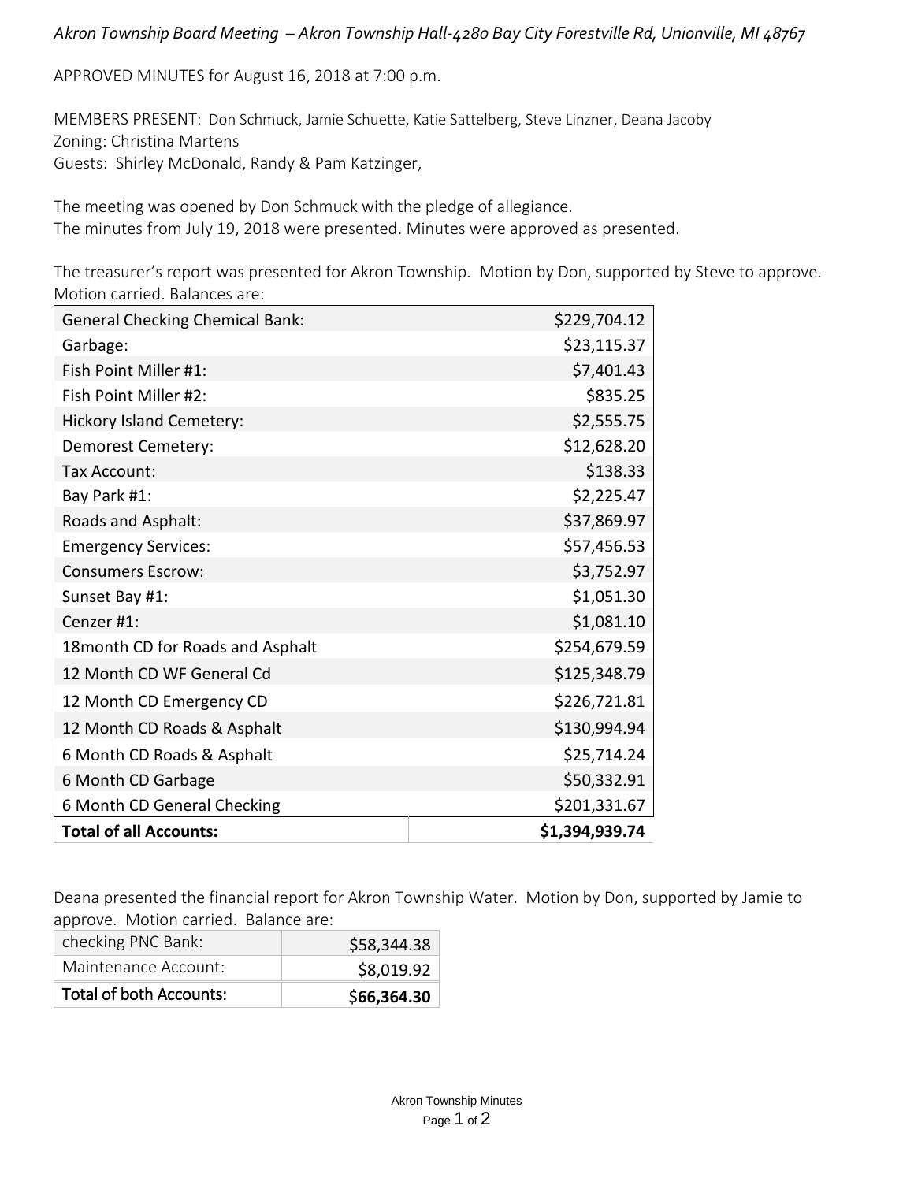*Akron Township Board Meeting – Akron Township Hall-4280 Bay City Forestville Rd, Unionville, MI 48767*

APPROVED MINUTES for August 16, 2018 at 7:00 p.m.

MEMBERS PRESENT: Don Schmuck, Jamie Schuette, Katie Sattelberg, Steve Linzner, Deana Jacoby
Zoning: Christina Martens
Guests: Shirley McDonald, Randy & Pam Katzinger,

The meeting was opened by Don Schmuck with the pledge of allegiance.
The minutes from July 19, 2018 were presented. Minutes were approved as presented.

The treasurer's report was presented for Akron Township. Motion by Don, supported by Steve to approve. Motion carried. Balances are:

| Account | Balance |
|---|---|
| General Checking Chemical Bank: | $229,704.12 |
| Garbage: | $23,115.37 |
| Fish Point Miller #1: | $7,401.43 |
| Fish Point Miller #2: | $835.25 |
| Hickory Island Cemetery: | $2,555.75 |
| Demorest Cemetery: | $12,628.20 |
| Tax Account: | $138.33 |
| Bay Park #1: | $2,225.47 |
| Roads and Asphalt: | $37,869.97 |
| Emergency Services: | $57,456.53 |
| Consumers Escrow: | $3,752.97 |
| Sunset Bay #1: | $1,051.30 |
| Cenzer #1: | $1,081.10 |
| 18month CD for Roads and Asphalt | $254,679.59 |
| 12 Month CD WF General Cd | $125,348.79 |
| 12 Month CD Emergency CD | $226,721.81 |
| 12 Month CD Roads & Asphalt | $130,994.94 |
| 6 Month CD Roads & Asphalt | $25,714.24 |
| 6 Month CD Garbage | $50,332.91 |
| 6 Month CD General Checking | $201,331.67 |
| **Total of all Accounts:** | **$1,394,939.74** |

Deana presented the financial report for Akron Township Water. Motion by Don, supported by Jamie to approve. Motion carried. Balance are:

| Account | Balance |
|---|---|
| checking PNC Bank: | $58,344.38 |
| Maintenance Account: | $8,019.92 |
| Total of both Accounts: | $**66,364.30** |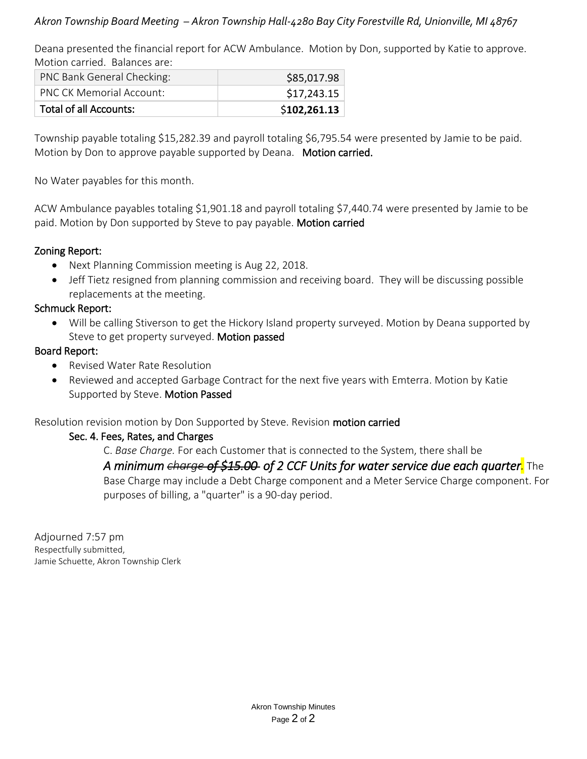Deana presented the financial report for ACW Ambulance. Motion by Don, supported by Katie to approve. Motion carried. Balances are:

| | |
|---|---|
| PNC Bank General Checking: | $85,017.98 |
| PNC CK Memorial Account: | $17,243.15 |
| **Total of all Accounts:** | $**102,261.13** |

Township payable totaling $15,282.39 and payroll totaling $6,795.54 were presented by Jamie to be paid. Motion by Don to approve payable supported by Deana. **Motion carried.**

No Water payables for this month.

ACW Ambulance payables totaling $1,901.18 and payroll totaling $7,440.74 were presented by Jamie to be paid. Motion by Don supported by Steve to pay payable. **Motion carried**

**Zoning Report:**

- Next Planning Commission meeting is Aug 22, 2018.
- Jeff Tietz resigned from planning commission and receiving board. They will be discussing possible replacements at the meeting.

**Schmuck Report:**

- Will be calling Stiverson to get the Hickory Island property surveyed. Motion by Deana supported by Steve to get property surveyed. **Motion passed**

**Board Report:**

- Revised Water Rate Resolution
- Reviewed and accepted Garbage Contract for the next five years with Emterra. Motion by Katie Supported by Steve. **Motion Passed**

Resolution revision motion by Don Supported by Steve. Revision **motion carried**

**Sec. 4. Fees, Rates, and Charges**

C. *Base Charge.* For each Customer that is connected to the System, there shall be ***A minimum ~~charge of $15.00~~ of 2 CCF Units for water service due each quarter***. The Base Charge may include a Debt Charge component and a Meter Service Charge component. For purposes of billing, a "quarter" is a 90-day period.

Adjourned 7:57 pm
Respectfully submitted,
Jamie Schuette, Akron Township Clerk